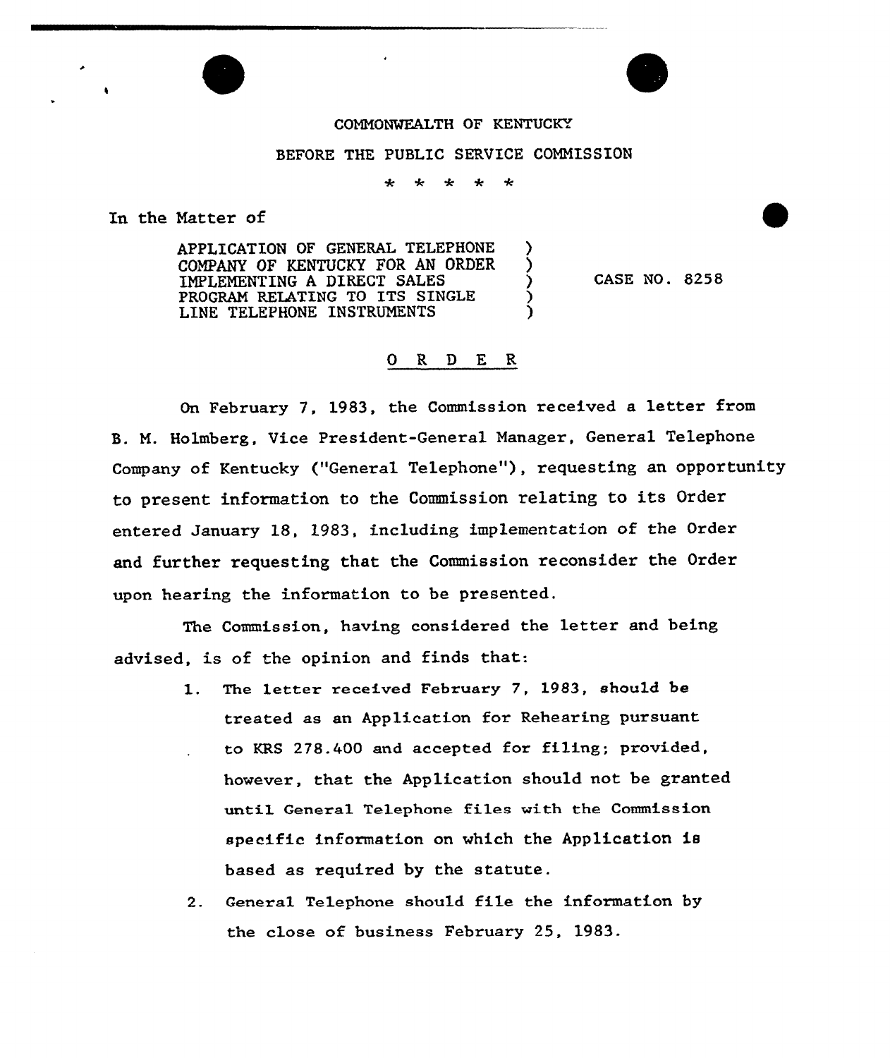COMMONWEALTH OF KENTUCKY

BEFORE THE PUBLIC SERVICE COMMISSION

\* \* \* \* \*

In the Matter of

APPLICATION OF GENERAL TELEPHONE COMPANY OF KENTUCKY FOR AN ORDER IMPLEMENTING A DIRECT SALES PROGRAM RELATING TO ITS SINGLE LINE TELEPHONE INSTRUMENTS ) CASE NO. 8258

O R D E R

On February 7, 1983, the Commission received a letter from B. M. Holmberg, Vice President-General Manager, General Telephone Company of Kentucky ("General Telephone"), requesting an opportunity to present information to the Commission relating to its Order entered January 18, 1983, including implementation of the Order and further requesting that the Commission reconsider the Order upon hearing the information to be presented.

The Commission, having considered the letter and being advised, is of the opinion and finds that:

1. The letter received February 7, 1983, should be treated as an Application for Rehearing pursuant to KRS 278.400 and accepted for filing; provided, however, that the Application should not be granted until General Telephone files with the Commission specific information on which the Application is based as required by the statute.
2. General Telephone should file the information by the close of business February 25, 1983.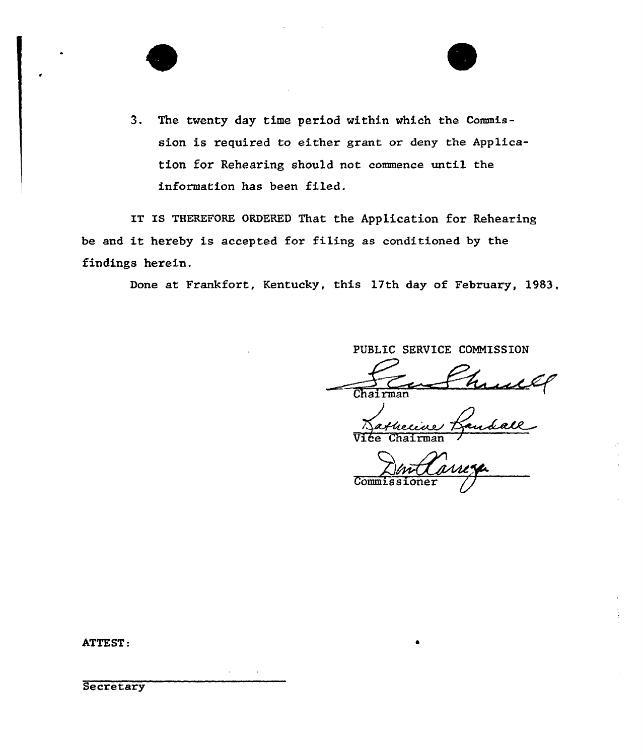3. The twenty day time period within which the Commission is required to either grant or deny the Application for Rehearing should not commence until the information has been filed.

IT IS THEREFORE ORDERED That the Application for Rehearing be and it hereby is accepted for filing as conditioned by the findings herein.

Done at Frankfort, Kentucky, this 17th day of February, 1983.

PUBLIC SERVICE COMMISSION

Chairman

Vice Chairman

Commissioner

ATTEST:

Secretary